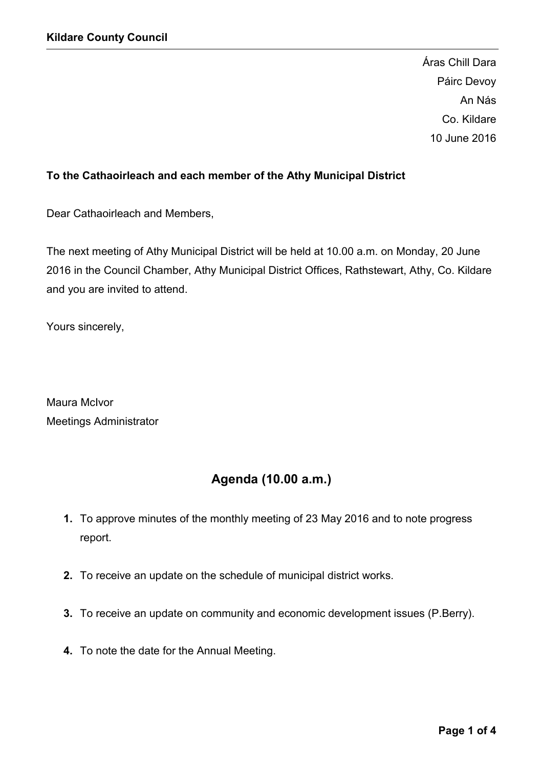**Kildare County Council**

Áras Chill Dara
Páirc Devoy
An Nás
Co. Kildare
10 June 2016

**To the Cathaoirleach and each member of the Athy Municipal District**

Dear Cathaoirleach and Members,

The next meeting of Athy Municipal District will be held at 10.00 a.m. on Monday, 20 June 2016 in the Council Chamber, Athy Municipal District Offices, Rathstewart, Athy, Co. Kildare and you are invited to attend.

Yours sincerely,

Maura McIvor
Meetings Administrator

## Agenda (10.00 a.m.)

1. To approve minutes of the monthly meeting of 23 May 2016 and to note progress report.
2. To receive an update on the schedule of municipal district works.
3. To receive an update on community and economic development issues (P.Berry).
4. To note the date for the Annual Meeting.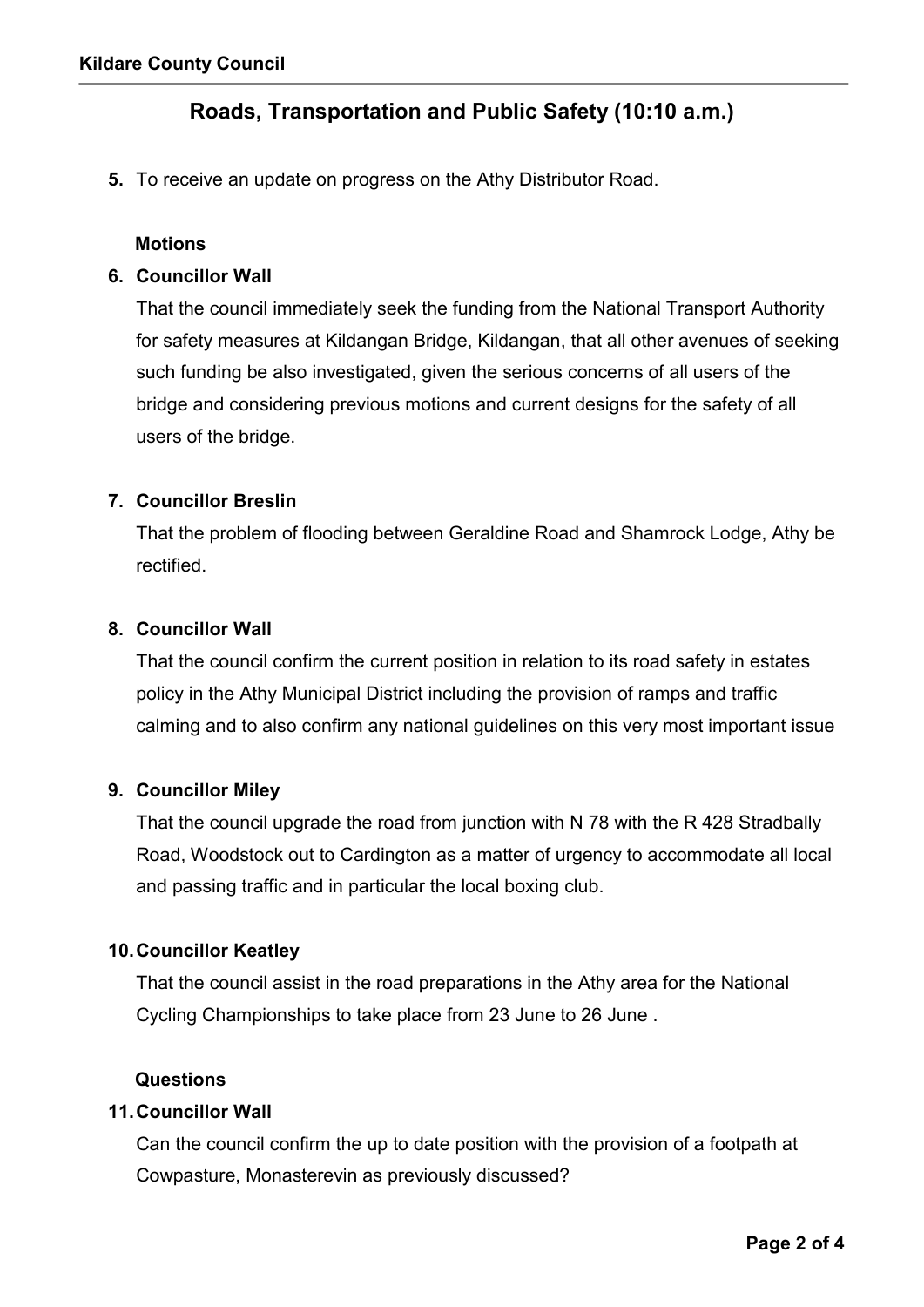## Roads, Transportation and Public Safety (10:10 a.m.)

**5.** To receive an update on progress on the Athy Distributor Road.

**Motions**

**6. Councillor Wall**

That the council immediately seek the funding from the National Transport Authority for safety measures at Kildangan Bridge, Kildangan, that all other avenues of seeking such funding be also investigated, given the serious concerns of all users of the bridge and considering previous motions and current designs for the safety of all users of the bridge.

**7. Councillor Breslin**

That the problem of flooding between Geraldine Road and Shamrock Lodge, Athy be rectified.

**8. Councillor Wall**

That the council confirm the current position in relation to its road safety in estates policy in the Athy Municipal District including the provision of ramps and traffic calming and to also confirm any national guidelines on this very most important issue

**9. Councillor Miley**

That the council upgrade the road from junction with N 78 with the R 428 Stradbally Road, Woodstock out to Cardington as a matter of urgency to accommodate all local and passing traffic and in particular the local boxing club.

**10. Councillor Keatley**

That the council assist in the road preparations in the Athy area for the National Cycling Championships to take place from 23 June to 26 June .

**Questions**

**11. Councillor Wall**

Can the council confirm the up to date position with the provision of a footpath at Cowpasture, Monasterevin as previously discussed?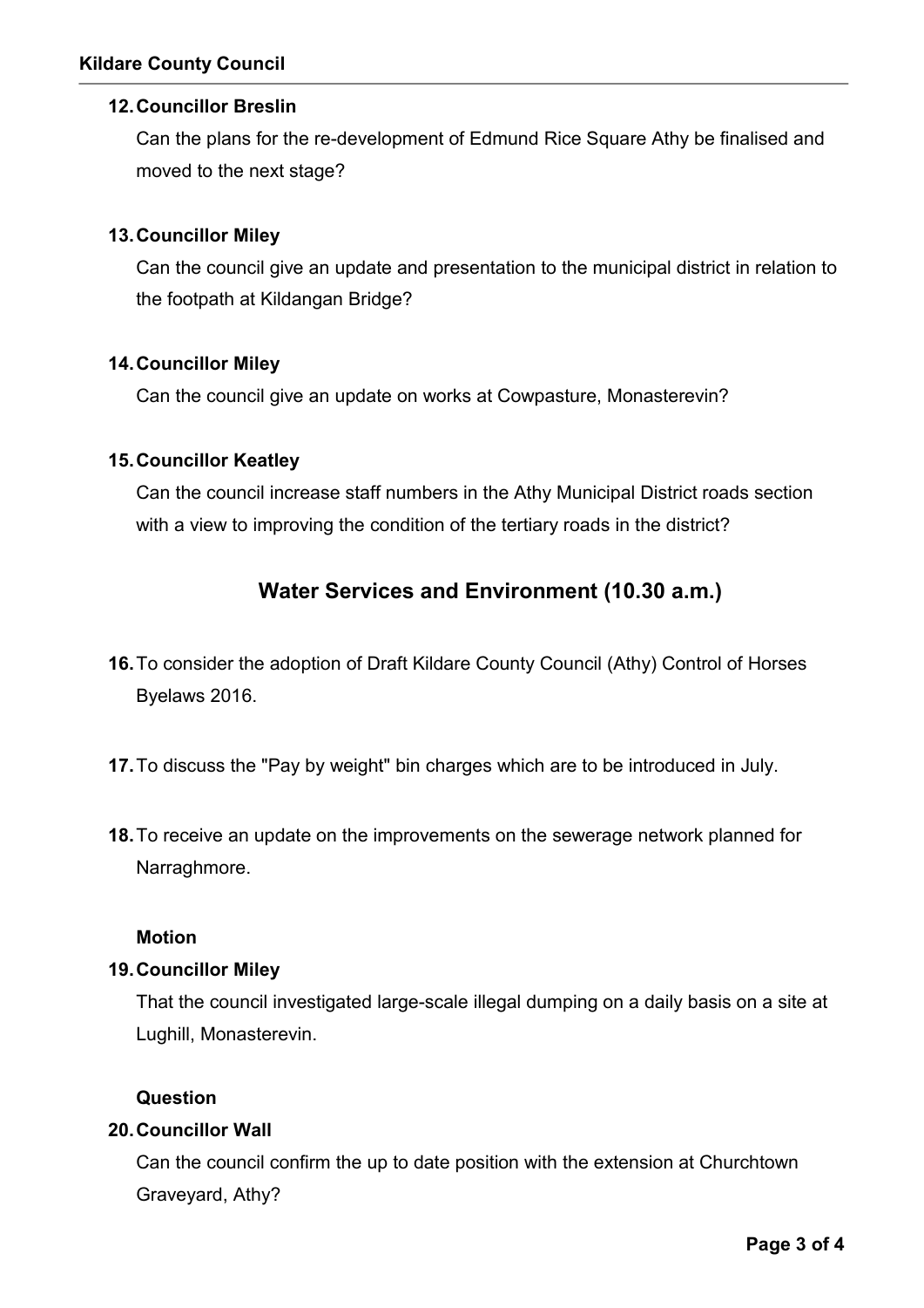**12. Councillor Breslin**

Can the plans for the re-development of Edmund Rice Square Athy be finalised and moved to the next stage?

**13. Councillor Miley**

Can the council give an update and presentation to the municipal district in relation to the footpath at Kildangan Bridge?

**14. Councillor Miley**

Can the council give an update on works at Cowpasture, Monasterevin?

**15. Councillor Keatley**

Can the council increase staff numbers in the Athy Municipal District roads section with a view to improving the condition of the tertiary roads in the district?

## Water Services and Environment (10.30 a.m.)

**16.** To consider the adoption of Draft Kildare County Council (Athy) Control of Horses Byelaws 2016.

**17.** To discuss the "Pay by weight" bin charges which are to be introduced in July.

**18.** To receive an update on the improvements on the sewerage network planned for Narraghmore.

**Motion**

**19. Councillor Miley**

That the council investigated large-scale illegal dumping on a daily basis on a site at Lughill, Monasterevin.

**Question**

**20. Councillor Wall**

Can the council confirm the up to date position with the extension at Churchtown Graveyard, Athy?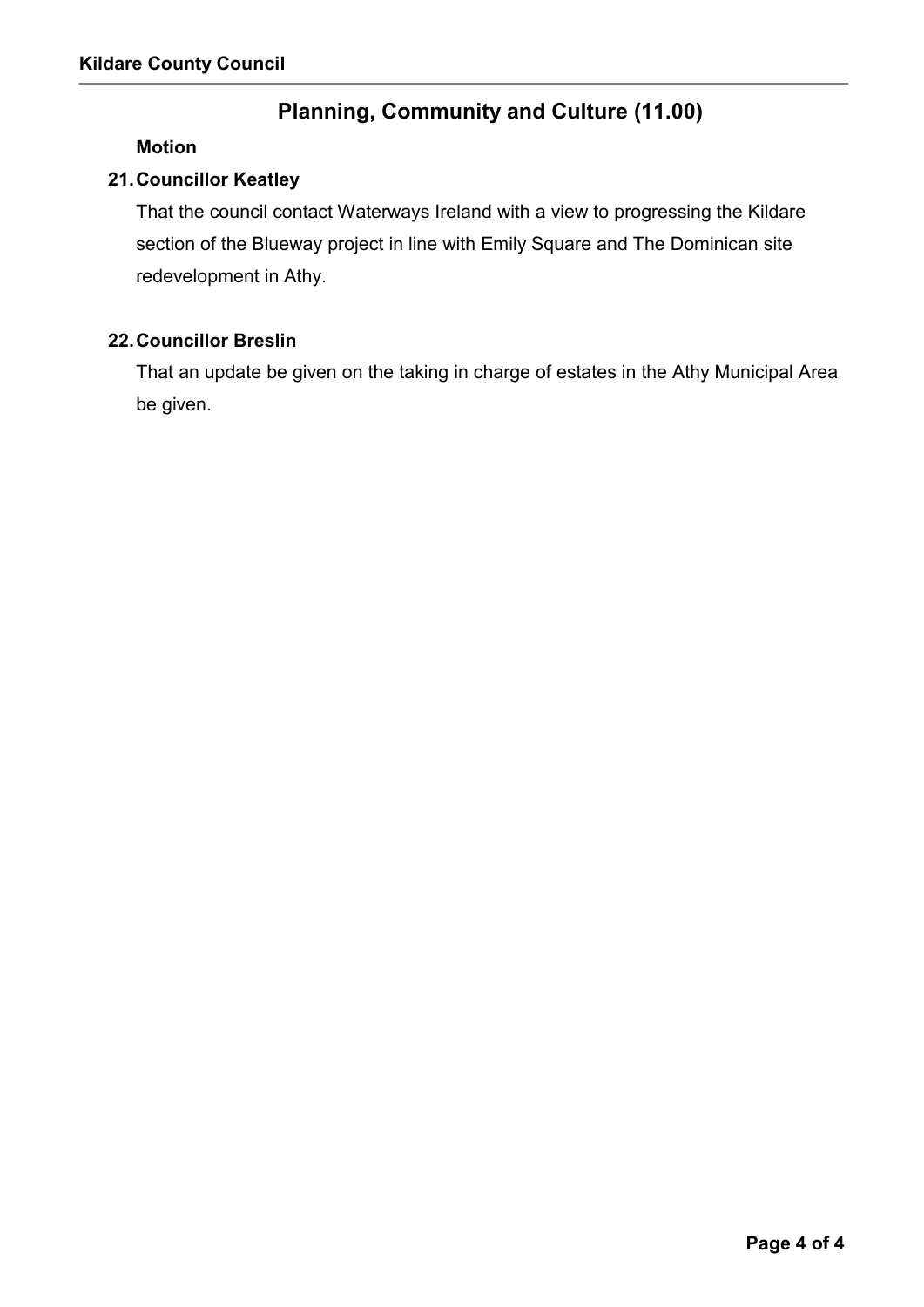## Planning, Community and Culture (11.00)

**Motion**

**21. Councillor Keatley**

That the council contact Waterways Ireland with a view to progressing the Kildare section of the Blueway project in line with Emily Square and The Dominican site redevelopment in Athy.

**22. Councillor Breslin**

That an update be given on the taking in charge of estates in the Athy Municipal Area be given.